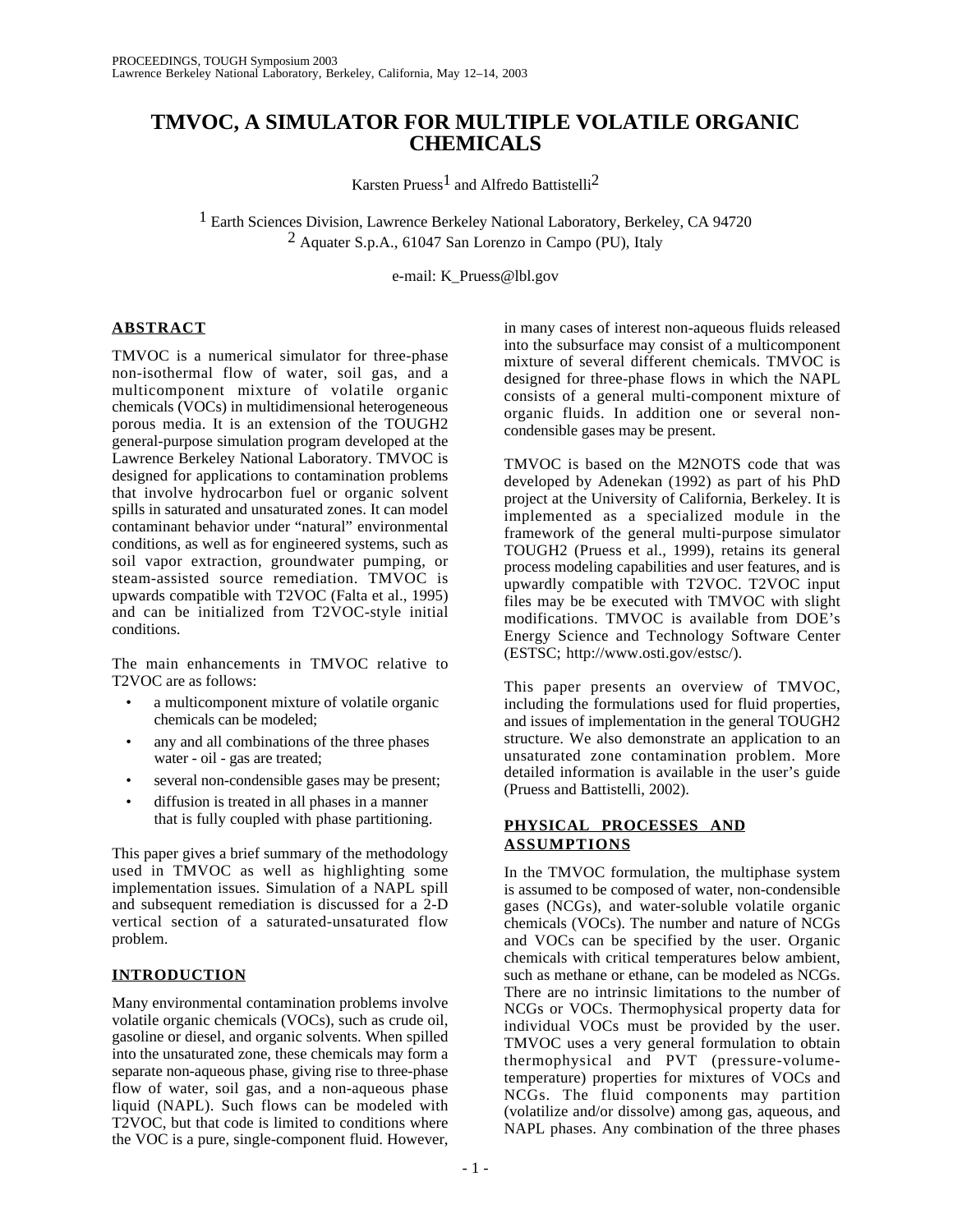# TMVOC, A SIMULATOR FOR MULTIPLE VOLATILE ORGANIC CHEMICALS

Karsten Pruess[1] and Alfredo Battistelli[2]

[1] Earth Sciences Division, Lawrence Berkeley National Laboratory, Berkeley, CA 94720
[2] Aquater S.p.A., 61047 San Lorenzo in Campo (PU), Italy

e-mail: K_Pruess@lbl.gov

## ABSTRACT

TMVOC is a numerical simulator for three-phase non-isothermal flow of water, soil gas, and a multicomponent mixture of volatile organic chemicals (VOCs) in multidimensional heterogeneous porous media. It is an extension of the TOUGH2 general-purpose simulation program developed at the Lawrence Berkeley National Laboratory. TMVOC is designed for applications to contamination problems that involve hydrocarbon fuel or organic solvent spills in saturated and unsaturated zones. It can model contaminant behavior under "natural" environmental conditions, as well as for engineered systems, such as soil vapor extraction, groundwater pumping, or steam-assisted source remediation. TMVOC is upwards compatible with T2VOC (Falta et al., 1995) and can be initialized from T2VOC-style initial conditions.

The main enhancements in TMVOC relative to T2VOC are as follows:

- a multicomponent mixture of volatile organic chemicals can be modeled;
- any and all combinations of the three phases water - oil - gas are treated;
- several non-condensible gases may be present;
- diffusion is treated in all phases in a manner that is fully coupled with phase partitioning.

This paper gives a brief summary of the methodology used in TMVOC as well as highlighting some implementation issues. Simulation of a NAPL spill and subsequent remediation is discussed for a 2-D vertical section of a saturated-unsaturated flow problem.

## INTRODUCTION

Many environmental contamination problems involve volatile organic chemicals (VOCs), such as crude oil, gasoline or diesel, and organic solvents. When spilled into the unsaturated zone, these chemicals may form a separate non-aqueous phase, giving rise to three-phase flow of water, soil gas, and a non-aqueous phase liquid (NAPL). Such flows can be modeled with T2VOC, but that code is limited to conditions where the VOC is a pure, single-component fluid. However, in many cases of interest non-aqueous fluids released into the subsurface may consist of a multicomponent mixture of several different chemicals. TMVOC is designed for three-phase flows in which the NAPL consists of a general multi-component mixture of organic fluids. In addition one or several non-condensible gases may be present.

TMVOC is based on the M2NOTS code that was developed by Adenekan (1992) as part of his PhD project at the University of California, Berkeley. It is implemented as a specialized module in the framework of the general multi-purpose simulator TOUGH2 (Pruess et al., 1999), retains its general process modeling capabilities and user features, and is upwardly compatible with T2VOC. T2VOC input files may be executed with TMVOC with slight modifications. TMVOC is available from DOE's Energy Science and Technology Software Center (ESTSC; http://www.osti.gov/estsc/).

This paper presents an overview of TMVOC, including the formulations used for fluid properties, and issues of implementation in the general TOUGH2 structure. We also demonstrate an application to an unsaturated zone contamination problem. More detailed information is available in the user's guide (Pruess and Battistelli, 2002).

## PHYSICAL PROCESSES AND ASSUMPTIONS

In the TMVOC formulation, the multiphase system is assumed to be composed of water, non-condensible gases (NCGs), and water-soluble volatile organic chemicals (VOCs). The number and nature of NCGs and VOCs can be specified by the user. Organic chemicals with critical temperatures below ambient, such as methane or ethane, can be modeled as NCGs. There are no intrinsic limitations to the number of NCGs or VOCs. Thermophysical property data for individual VOCs must be provided by the user. TMVOC uses a very general formulation to obtain thermophysical and PVT (pressure-volume-temperature) properties for mixtures of VOCs and NCGs. The fluid components may partition (volatilize and/or dissolve) among gas, aqueous, and NAPL phases. Any combination of the three phases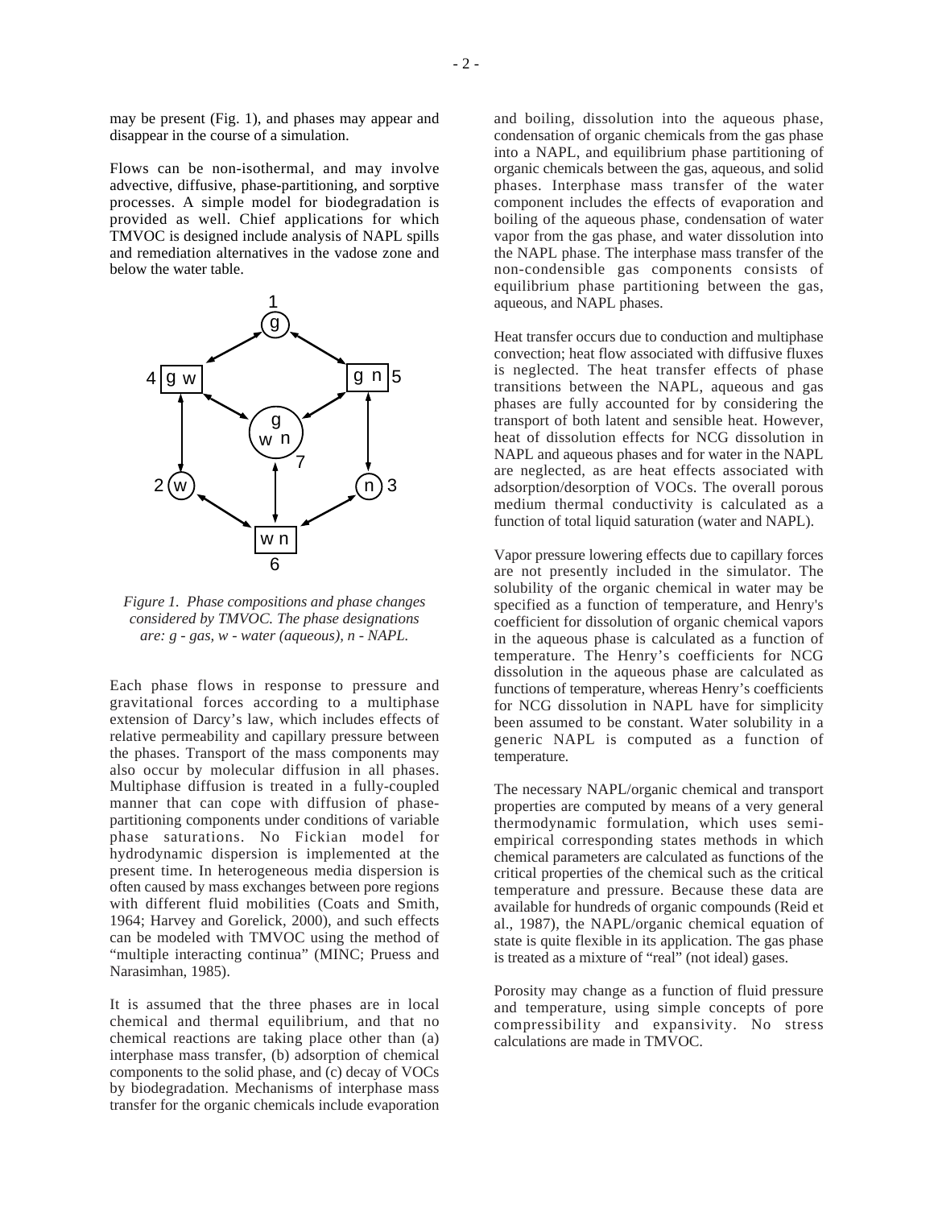may be present (Fig. 1), and phases may appear and disappear in the course of a simulation.

Flows can be non-isothermal, and may involve advective, diffusive, phase-partitioning, and sorptive processes. A simple model for biodegradation is provided as well. Chief applications for which TMVOC is designed include analysis of NAPL spills and remediation alternatives in the vadose zone and below the water table.

*Figure 1. Phase compositions and phase changes considered by TMVOC. The phase designations are: g - gas, w - water (aqueous), n - NAPL.*

Each phase flows in response to pressure and gravitational forces according to a multiphase extension of Darcy's law, which includes effects of relative permeability and capillary pressure between the phases. Transport of the mass components may also occur by molecular diffusion in all phases. Multiphase diffusion is treated in a fully-coupled manner that can cope with diffusion of phase-partitioning components under conditions of variable phase saturations. No Fickian model for hydrodynamic dispersion is implemented at the present time. In heterogeneous media dispersion is often caused by mass exchanges between pore regions with different fluid mobilities (Coats and Smith, 1964; Harvey and Gorelick, 2000), and such effects can be modeled with TMVOC using the method of "multiple interacting continua" (MINC; Pruess and Narasimhan, 1985).

It is assumed that the three phases are in local chemical and thermal equilibrium, and that no chemical reactions are taking place other than (a) interphase mass transfer, (b) adsorption of chemical components to the solid phase, and (c) decay of VOCs by biodegradation. Mechanisms of interphase mass transfer for the organic chemicals include evaporation and boiling, dissolution into the aqueous phase, condensation of organic chemicals from the gas phase into a NAPL, and equilibrium phase partitioning of organic chemicals between the gas, aqueous, and solid phases. Interphase mass transfer of the water component includes the effects of evaporation and boiling of the aqueous phase, condensation of water vapor from the gas phase, and water dissolution into the NAPL phase. The interphase mass transfer of the non-condensible gas components consists of equilibrium phase partitioning between the gas, aqueous, and NAPL phases.

Heat transfer occurs due to conduction and multiphase convection; heat flow associated with diffusive fluxes is neglected. The heat transfer effects of phase transitions between the NAPL, aqueous and gas phases are fully accounted for by considering the transport of both latent and sensible heat. However, heat of dissolution effects for NCG dissolution in NAPL and aqueous phases and for water in the NAPL phase are neglected, as are heat effects associated with adsorption/desorption of VOCs. The overall porous medium thermal conductivity is calculated as a function of total liquid saturation (water and NAPL).

Vapor pressure lowering effects due to capillary forces are not presently included in the simulator. The solubility of the organic chemical in water may be specified as a function of temperature, and Henry's coefficient for dissolution of organic chemical vapors in the aqueous phase is calculated as a function of temperature. The Henry's coefficients for NCG dissolution in the aqueous phase are calculated as functions of temperature, whereas Henry's coefficients for NCG dissolution in NAPL have for simplicity been assumed to be constant. Water solubility in a generic NAPL is computed as a function of temperature.

The necessary NAPL/organic chemical and transport properties are computed by means of a very general thermodynamic formulation, which uses semi-empirical corresponding states methods in which chemical parameters are calculated as functions of the critical properties of the chemical such as the critical temperature and pressure. Because these data are available for hundreds of organic compounds (Reid et al., 1987), the NAPL/organic chemical equation of state is quite flexible in its application. The gas phase is treated as a mixture of "real" (not ideal) gases.

Porosity may change as a function of fluid pressure and temperature, using simple concepts of pore compressibility and expansivity. No stress calculations are made in TMVOC.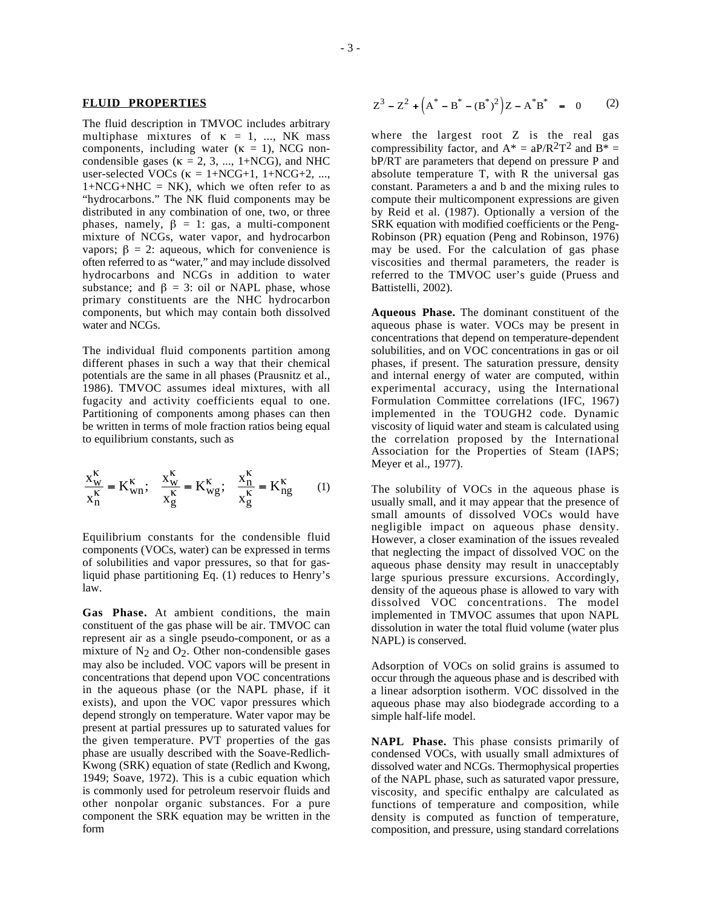## FLUID PROPERTIES

The fluid description in TMVOC includes arbitrary multiphase mixtures of $\kappa = 1, ..., NK$ mass components, including water ($\kappa = 1$), NCG non-condensible gases ($\kappa = 2, 3, ..., 1+NCG$), and NHC user-selected VOCs ($\kappa = 1+NCG+1, 1+NCG+2, ..., 1+NCG+NHC = NK$), which we often refer to as "hydrocarbons." The NK fluid components may be distributed in any combination of one, two, or three phases, namely, $\beta = 1$: gas, a multi-component mixture of NCGs, water vapor, and hydrocarbon vapors; $\beta = 2$: aqueous, which for convenience is often referred to as "water," and may include dissolved hydrocarbons and NCGs in addition to water substance; and $\beta = 3$: oil or NAPL phase, whose primary constituents are the NHC hydrocarbon components, but which may contain both dissolved water and NCGs.

The individual fluid components partition among different phases in such a way that their chemical potentials are the same in all phases (Prausnitz et al., 1986). TMVOC assumes ideal mixtures, with all fugacity and activity coefficients equal to one. Partitioning of components among phases can then be written in terms of mole fraction ratios being equal to equilibrium constants, such as

$$\frac{x_w^\kappa}{x_n^\kappa} = K_{wn}^\kappa; \quad \frac{x_w^\kappa}{x_g^\kappa} = K_{wg}^\kappa; \quad \frac{x_n^\kappa}{x_g^\kappa} = K_{ng}^\kappa \qquad (1)$$

Equilibrium constants for the condensible fluid components (VOCs, water) can be expressed in terms of solubilities and vapor pressures, so that for gas-liquid phase partitioning Eq. (1) reduces to Henry's law.

**Gas Phase.** At ambient conditions, the main constituent of the gas phase will be air. TMVOC can represent air as a single pseudo-component, or as a mixture of $N_2$ and $O_2$. Other non-condensible gases may also be included. VOC vapors will be present in concentrations that depend upon VOC concentrations in the aqueous phase (or the NAPL phase, if it exists), and upon the VOC vapor pressures which depend strongly on temperature. Water vapor may be present at partial pressures up to saturated values for the given temperature. PVT properties of the gas phase are usually described with the Soave-Redlich-Kwong (SRK) equation of state (Redlich and Kwong, 1949; Soave, 1972). This is a cubic equation which is commonly used for petroleum reservoir fluids and other nonpolar organic substances. For a pure component the SRK equation may be written in the form

$$Z^3 - Z^2 + \left(A^* - B^* - (B^*)^2\right) Z - A^* B^* = 0 \qquad (2)$$

where the largest root Z is the real gas compressibility factor, and $A^* = aP/R^2T^2$ and $B^* = bP/RT$ are parameters that depend on pressure P and absolute temperature T, with R the universal gas constant. Parameters a and b and the mixing rules to compute their multicomponent expressions are given by Reid et al. (1987). Optionally a version of the SRK equation with modified coefficients or the Peng-Robinson (PR) equation (Peng and Robinson, 1976) may be used. For the calculation of gas phase viscosities and thermal parameters, the reader is referred to the TMVOC user's guide (Pruess and Battistelli, 2002).

**Aqueous Phase.** The dominant constituent of the aqueous phase is water. VOCs may be present in concentrations that depend on temperature-dependent solubilities, and on VOC concentrations in gas or oil phases, if present. The saturation pressure, density and internal energy of water are computed, within experimental accuracy, using the International Formulation Committee correlations (IFC, 1967) implemented in the TOUGH2 code. Dynamic viscosity of liquid water and steam is calculated using the correlation proposed by the International Association for the Properties of Steam (IAPS; Meyer et al., 1977).

The solubility of VOCs in the aqueous phase is usually small, and it may appear that the presence of small amounts of dissolved VOCs would have negligible impact on aqueous phase density. However, a closer examination of the issues revealed that neglecting the impact of dissolved VOC on the aqueous phase density may result in unacceptably large spurious pressure excursions. Accordingly, density of the aqueous phase is allowed to vary with dissolved VOC concentrations. The model implemented in TMVOC assumes that upon NAPL dissolution in water the total fluid volume (water plus NAPL) is conserved.

Adsorption of VOCs on solid grains is assumed to occur through the aqueous phase and is described with a linear adsorption isotherm. VOC dissolved in the aqueous phase may also biodegrade according to a simple half-life model.

**NAPL Phase.** This phase consists primarily of condensed VOCs, with usually small admixtures of dissolved water and NCGs. Thermophysical properties of the NAPL phase, such as saturated vapor pressure, viscosity, and specific enthalpy are calculated as functions of temperature and composition, while density is computed as function of temperature, composition, and pressure, using standard correlations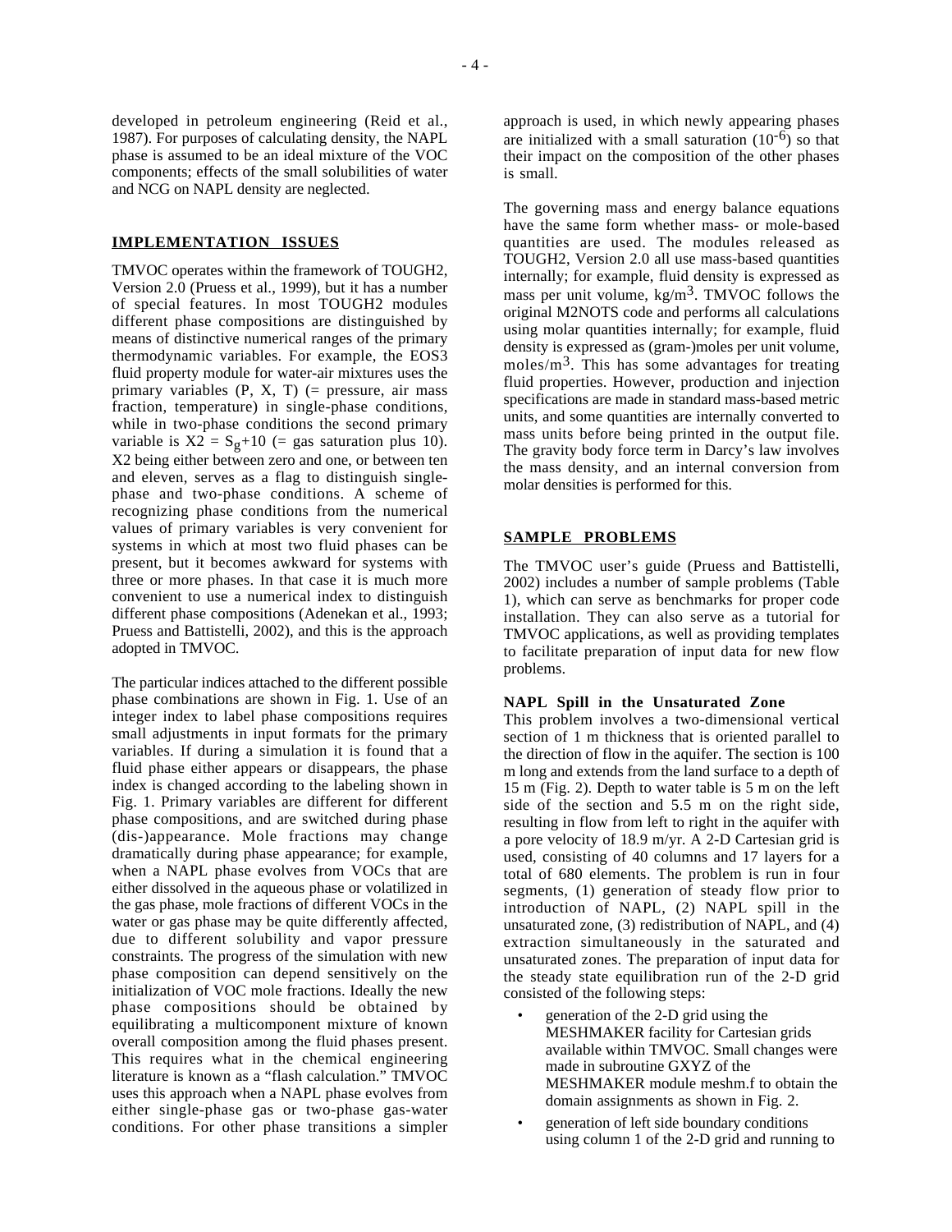developed in petroleum engineering (Reid et al., 1987). For purposes of calculating density, the NAPL phase is assumed to be an ideal mixture of the VOC components; effects of the small solubilities of water and NCG on NAPL density are neglected.

## IMPLEMENTATION ISSUES

TMVOC operates within the framework of TOUGH2, Version 2.0 (Pruess et al., 1999), but it has a number of special features. In most TOUGH2 modules different phase compositions are distinguished by means of distinctive numerical ranges of the primary thermodynamic variables. For example, the EOS3 fluid property module for water-air mixtures uses the primary variables (P, X, T) (= pressure, air mass fraction, temperature) in single-phase conditions, while in two-phase conditions the second primary variable is $X2 = S_g+10$ (= gas saturation plus 10). X2 being either between zero and one, or between ten and eleven, serves as a flag to distinguish single-phase and two-phase conditions. A scheme of recognizing phase conditions from the numerical values of primary variables is very convenient for systems in which at most two fluid phases can be present, but it becomes awkward for systems with three or more phases. In that case it is much more convenient to use a numerical index to distinguish different phase compositions (Adenekan et al., 1993; Pruess and Battistelli, 2002), and this is the approach adopted in TMVOC.

The particular indices attached to the different possible phase combinations are shown in Fig. 1. Use of an integer index to label phase compositions requires small adjustments in input formats for the primary variables. If during a simulation it is found that a fluid phase either appears or disappears, the phase index is changed according to the labeling shown in Fig. 1. Primary variables are different for different phase compositions, and are switched during phase (dis-)appearance. Mole fractions may change dramatically during phase appearance; for example, when a NAPL phase evolves from VOCs that are either dissolved in the aqueous phase or volatilized in the gas phase, mole fractions of different VOCs in the water or gas phase may be quite differently affected, due to different solubility and vapor pressure constraints. The progress of the simulation with new phase composition can depend sensitively on the initialization of VOC mole fractions. Ideally the new phase compositions should be obtained by equilibrating a multicomponent mixture of known overall composition among the fluid phases present. This requires what in the chemical engineering literature is known as a "flash calculation." TMVOC uses this approach when a NAPL phase evolves from either single-phase gas or two-phase gas-water conditions. For other phase transitions a simpler approach is used, in which newly appearing phases are initialized with a small saturation ($10^{-6}$) so that their impact on the composition of the other phases is small.

The governing mass and energy balance equations have the same form whether mass- or mole-based quantities are used. The modules released as TOUGH2, Version 2.0 all use mass-based quantities internally; for example, fluid density is expressed as mass per unit volume, $kg/m^3$. TMVOC follows the original M2NOTS code and performs all calculations using molar quantities internally; for example, fluid density is expressed as (gram-)moles per unit volume, $moles/m^3$. This has some advantages for treating fluid properties. However, production and injection specifications are made in standard mass-based metric units, and some quantities are internally converted to mass units before being printed in the output file. The gravity body force term in Darcy's law involves the mass density, and an internal conversion from molar densities is performed for this.

## SAMPLE PROBLEMS

The TMVOC user's guide (Pruess and Battistelli, 2002) includes a number of sample problems (Table 1), which can serve as benchmarks for proper code installation. They can also serve as a tutorial for TMVOC applications, as well as providing templates to facilitate preparation of input data for new flow problems.

### NAPL Spill in the Unsaturated Zone

This problem involves a two-dimensional vertical section of 1 m thickness that is oriented parallel to the direction of flow in the aquifer. The section is 100 m long and extends from the land surface to a depth of 15 m (Fig. 2). Depth to water table is 5 m on the left side of the section and 5.5 m on the right side, resulting in flow from left to right in the aquifer with a pore velocity of 18.9 m/yr. A 2-D Cartesian grid is used, consisting of 40 columns and 17 layers for a total of 680 elements. The problem is run in four segments, (1) generation of steady flow prior to introduction of NAPL, (2) NAPL spill in the unsaturated zone, (3) redistribution of NAPL, and (4) extraction simultaneously in the saturated and unsaturated zones. The preparation of input data for the steady state equilibration run of the 2-D grid consisted of the following steps:

- generation of the 2-D grid using the MESHMAKER facility for Cartesian grids available within TMVOC. Small changes were made in subroutine GXYZ of the MESHMAKER module meshm.f to obtain the domain assignments as shown in Fig. 2.
- generation of left side boundary conditions using column 1 of the 2-D grid and running to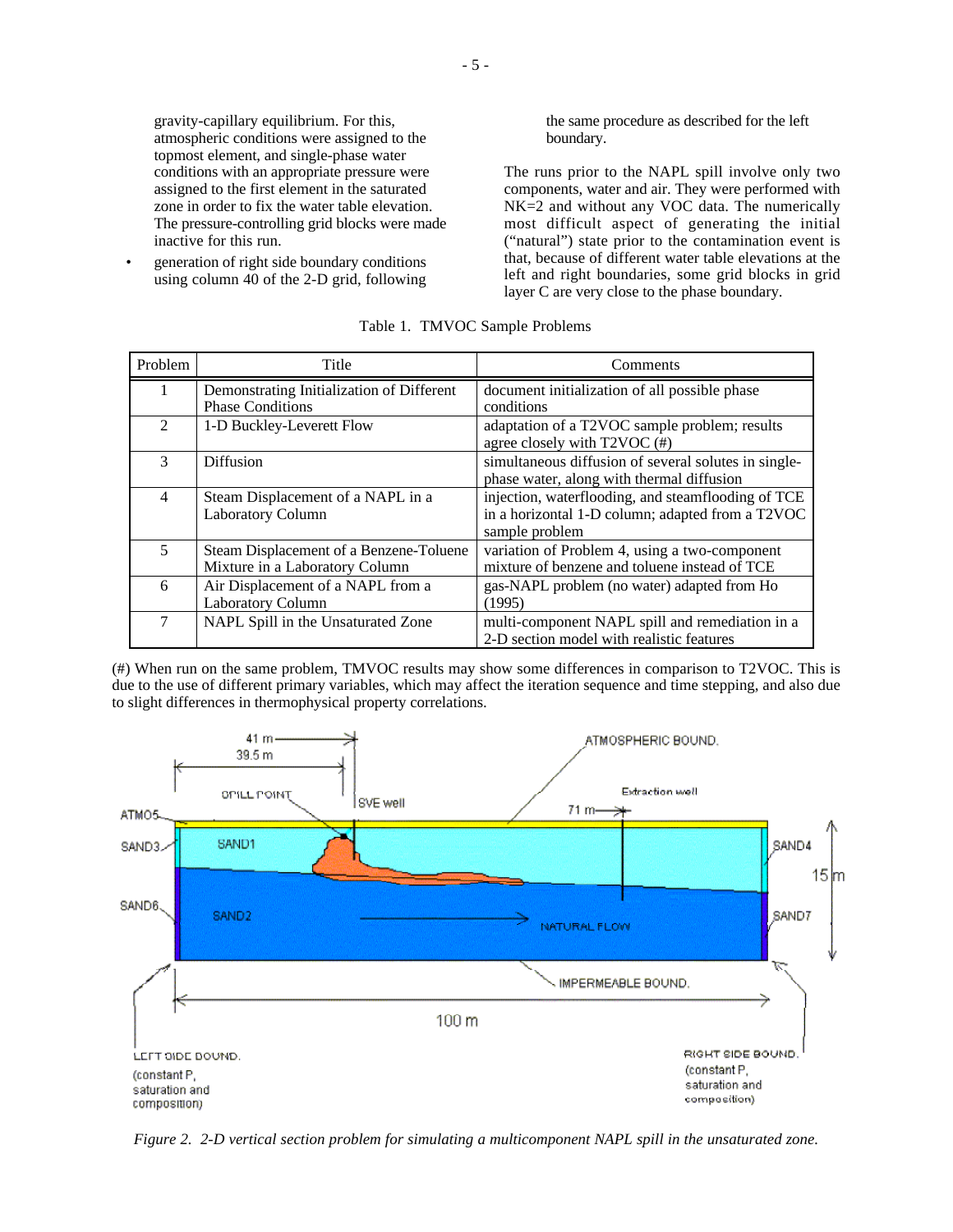gravity-capillary equilibrium. For this, atmospheric conditions were assigned to the topmost element, and single-phase water conditions with an appropriate pressure were assigned to the first element in the saturated zone in order to fix the water table elevation. The pressure-controlling grid blocks were made inactive for this run.

- generation of right side boundary conditions using column 40 of the 2-D grid, following the same procedure as described for the left boundary.

The runs prior to the NAPL spill involve only two components, water and air. They were performed with NK=2 and without any VOC data. The numerically most difficult aspect of generating the initial ("natural") state prior to the contamination event is that, because of different water table elevations at the left and right boundaries, some grid blocks in grid layer C are very close to the phase boundary.

Table 1. TMVOC Sample Problems

| Problem | Title | Comments |
|---|---|---|
| 1 | Demonstrating Initialization of Different Phase Conditions | document initialization of all possible phase conditions |
| 2 | 1-D Buckley-Leverett Flow | adaptation of a T2VOC sample problem; results agree closely with T2VOC (#) |
| 3 | Diffusion | simultaneous diffusion of several solutes in single-phase water, along with thermal diffusion |
| 4 | Steam Displacement of a NAPL in a Laboratory Column | injection, waterflooding, and steamflooding of TCE in a horizontal 1-D column; adapted from a T2VOC sample problem |
| 5 | Steam Displacement of a Benzene-Toluene Mixture in a Laboratory Column | variation of Problem 4, using a two-component mixture of benzene and toluene instead of TCE |
| 6 | Air Displacement of a NAPL from a Laboratory Column | gas-NAPL problem (no water) adapted from Ho (1995) |
| 7 | NAPL Spill in the Unsaturated Zone | multi-component NAPL spill and remediation in a 2-D section model with realistic features |

(#) When run on the same problem, TMVOC results may show some differences in comparison to T2VOC. This is due to the use of different primary variables, which may affect the iteration sequence and time stepping, and also due to slight differences in thermophysical property correlations.

*Figure 2. 2-D vertical section problem for simulating a multicomponent NAPL spill in the unsaturated zone.*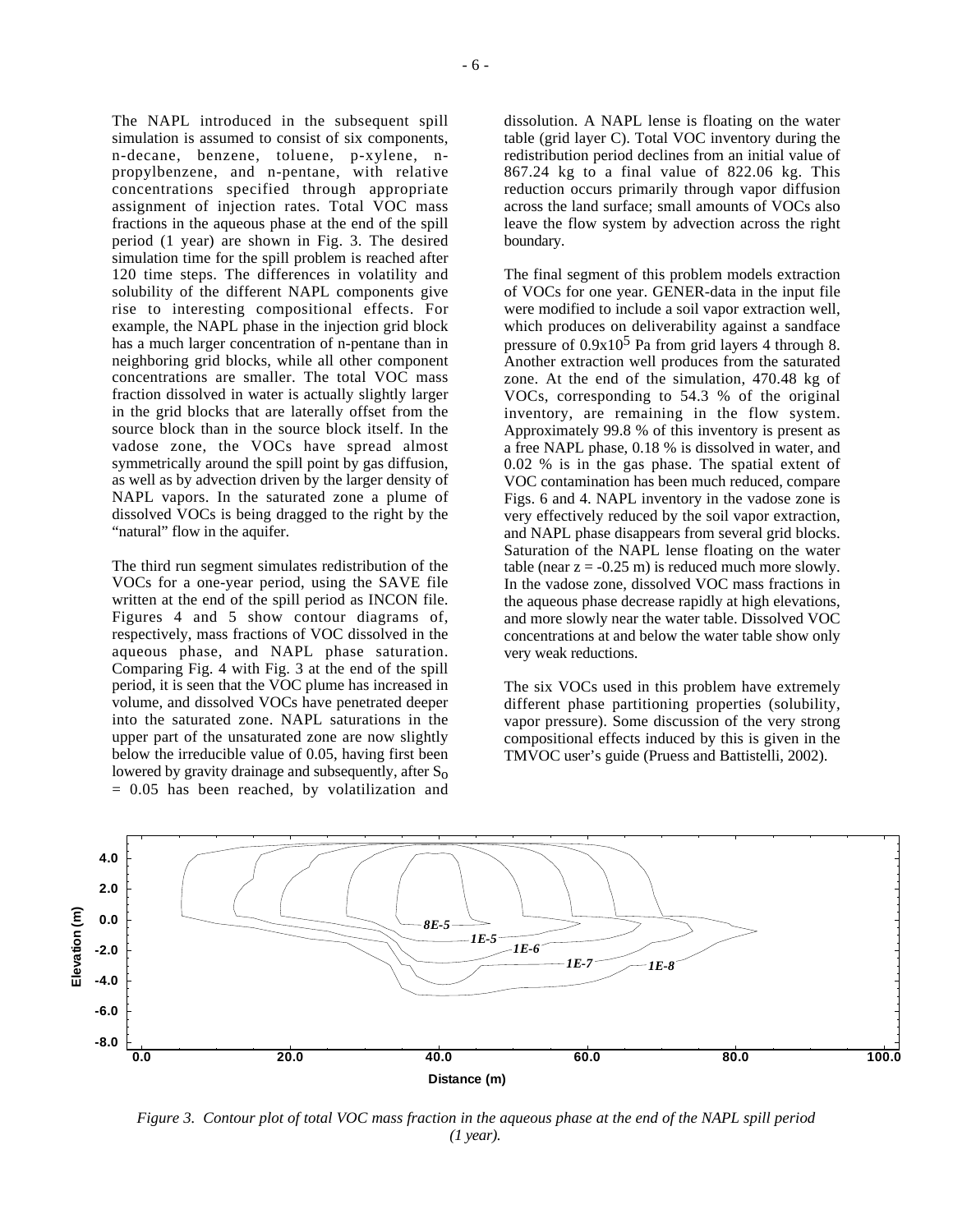The NAPL introduced in the subsequent spill simulation is assumed to consist of six components, n-decane, benzene, toluene, p-xylene, n-propylbenzene, and n-pentane, with relative concentrations specified through appropriate assignment of injection rates. Total VOC mass fractions in the aqueous phase at the end of the spill period (1 year) are shown in Fig. 3. The desired simulation time for the spill problem is reached after 120 time steps. The differences in volatility and solubility of the different NAPL components give rise to interesting compositional effects. For example, the NAPL phase in the injection grid block has a much larger concentration of n-pentane than in neighboring grid blocks, while all other component concentrations are smaller. The total VOC mass fraction dissolved in water is actually slightly larger in the grid blocks that are laterally offset from the source block than in the source block itself. In the vadose zone, the VOCs have spread almost symmetrically around the spill point by gas diffusion, as well as by advection driven by the larger density of NAPL vapors. In the saturated zone a plume of dissolved VOCs is being dragged to the right by the "natural" flow in the aquifer.

The third run segment simulates redistribution of the VOCs for a one-year period, using the SAVE file written at the end of the spill period as INCON file. Figures 4 and 5 show contour diagrams of, respectively, mass fractions of VOC dissolved in the aqueous phase, and NAPL phase saturation. Comparing Fig. 4 with Fig. 3 at the end of the spill period, it is seen that the VOC plume has increased in volume, and dissolved VOCs have penetrated deeper into the saturated zone. NAPL saturations in the upper part of the unsaturated zone are now slightly below the irreducible value of 0.05, having first been lowered by gravity drainage and subsequently, after $S_o = 0.05$ has been reached, by volatilization and dissolution. A NAPL lense is floating on the water table (grid layer C). Total VOC inventory during the redistribution period declines from an initial value of 867.24 kg to a final value of 822.06 kg. This reduction occurs primarily through vapor diffusion across the land surface; small amounts of VOCs also leave the flow system by advection across the right boundary.

The final segment of this problem models extraction of VOCs for one year. GENER-data in the input file were modified to include a soil vapor extraction well, which produces on deliverability against a sandface pressure of $0.9 \times 10^5$ Pa from grid layers 4 through 8. Another extraction well produces from the saturated zone. At the end of the simulation, 470.48 kg of VOCs, corresponding to 54.3 % of the original inventory, are remaining in the flow system. Approximately 99.8 % of this inventory is present as a free NAPL phase, 0.18 % is dissolved in water, and 0.02 % is in the gas phase. The spatial extent of VOC contamination has been much reduced, compare Figs. 6 and 4. NAPL inventory in the vadose zone is very effectively reduced by the soil vapor extraction, and NAPL phase disappears from several grid blocks. Saturation of the NAPL lense floating on the water table (near $z = -0.25$ m) is reduced much more slowly. In the vadose zone, dissolved VOC mass fractions in the aqueous phase decrease rapidly at high elevations, and more slowly near the water table. Dissolved VOC concentrations at and below the water table show only very weak reductions.

The six VOCs used in this problem have extremely different phase partitioning properties (solubility, vapor pressure). Some discussion of the very strong compositional effects induced by this is given in the TMVOC user's guide (Pruess and Battistelli, 2002).

*Figure 3. Contour plot of total VOC mass fraction in the aqueous phase at the end of the NAPL spill period (1 year).*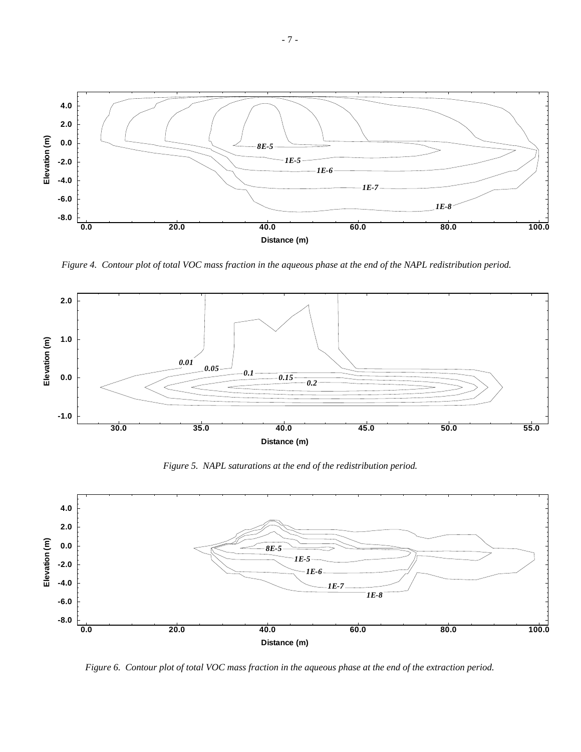*Figure 4. Contour plot of total VOC mass fraction in the aqueous phase at the end of the NAPL redistribution period.*

*Figure 5. NAPL saturations at the end of the redistribution period.*

*Figure 6. Contour plot of total VOC mass fraction in the aqueous phase at the end of the extraction period.*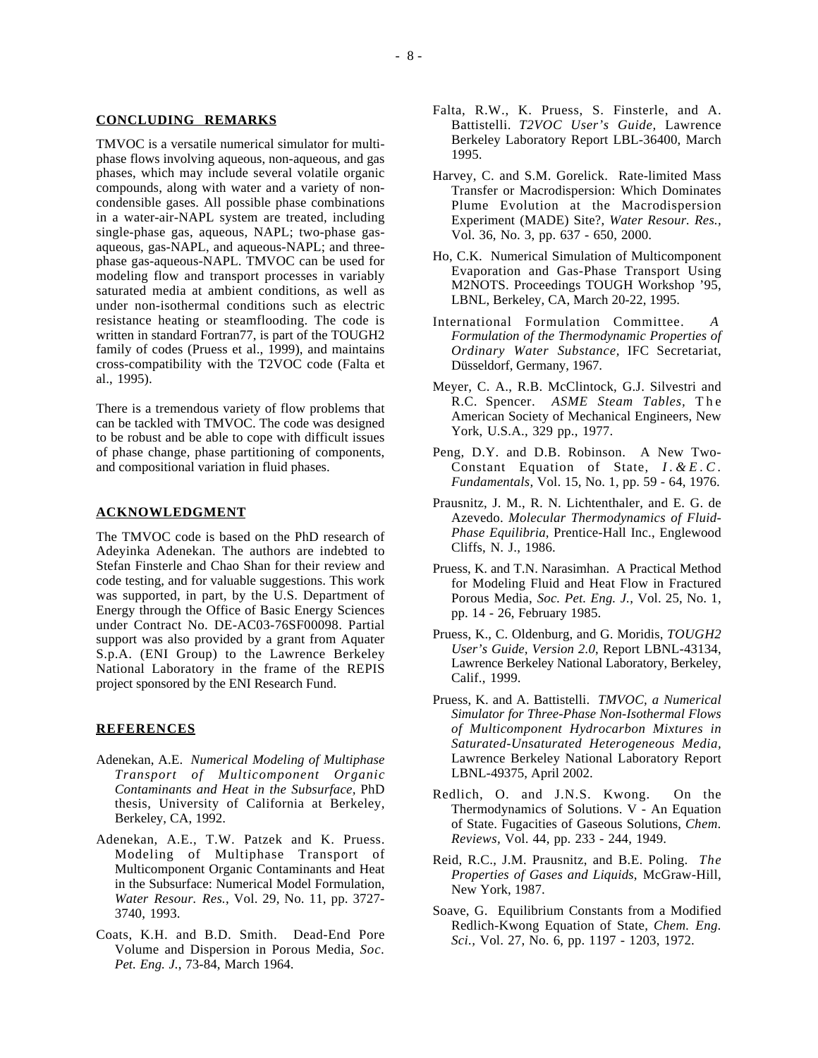## CONCLUDING REMARKS

TMVOC is a versatile numerical simulator for multi-phase flows involving aqueous, non-aqueous, and gas phases, which may include several volatile organic compounds, along with water and a variety of non-condensible gases. All possible phase combinations in a water-air-NAPL system are treated, including single-phase gas, aqueous, NAPL; two-phase gas-aqueous, gas-NAPL, and aqueous-NAPL; and three-phase gas-aqueous-NAPL. TMVOC can be used for modeling flow and transport processes in variably saturated media at ambient conditions, as well as under non-isothermal conditions such as electric resistance heating or steamflooding. The code is written in standard Fortran77, is part of the TOUGH2 family of codes (Pruess et al., 1999), and maintains cross-compatibility with the T2VOC code (Falta et al., 1995).

There is a tremendous variety of flow problems that can be tackled with TMVOC. The code was designed to be robust and be able to cope with difficult issues of phase change, phase partitioning of components, and compositional variation in fluid phases.

## ACKNOWLEDGMENT

The TMVOC code is based on the PhD research of Adeyinka Adenekan. The authors are indebted to Stefan Finsterle and Chao Shan for their review and code testing, and for valuable suggestions. This work was supported, in part, by the U.S. Department of Energy through the Office of Basic Energy Sciences under Contract No. DE-AC03-76SF00098. Partial support was also provided by a grant from Aquater S.p.A. (ENI Group) to the Lawrence Berkeley National Laboratory in the frame of the REPIS project sponsored by the ENI Research Fund.

## REFERENCES

Adenekan, A.E. *Numerical Modeling of Multiphase Transport of Multicomponent Organic Contaminants and Heat in the Subsurface*, PhD thesis, University of California at Berkeley, Berkeley, CA, 1992.

Adenekan, A.E., T.W. Patzek and K. Pruess. Modeling of Multiphase Transport of Multicomponent Organic Contaminants and Heat in the Subsurface: Numerical Model Formulation, *Water Resour. Res.*, Vol. 29, No. 11, pp. 3727-3740, 1993.

Coats, K.H. and B.D. Smith. Dead-End Pore Volume and Dispersion in Porous Media, *Soc. Pet. Eng. J.*, 73-84, March 1964.

Falta, R.W., K. Pruess, S. Finsterle, and A. Battistelli. *T2VOC User's Guide*, Lawrence Berkeley Laboratory Report LBL-36400, March 1995.

Harvey, C. and S.M. Gorelick. Rate-limited Mass Transfer or Macrodispersion: Which Dominates Plume Evolution at the Macrodispersion Experiment (MADE) Site?, *Water Resour. Res.*, Vol. 36, No. 3, pp. 637 - 650, 2000.

Ho, C.K. Numerical Simulation of Multicomponent Evaporation and Gas-Phase Transport Using M2NOTS. Proceedings TOUGH Workshop '95, LBNL, Berkeley, CA, March 20-22, 1995.

International Formulation Committee. *A Formulation of the Thermodynamic Properties of Ordinary Water Substance*, IFC Secretariat, Düsseldorf, Germany, 1967.

Meyer, C. A., R.B. McClintock, G.J. Silvestri and R.C. Spencer. *ASME Steam Tables*, The American Society of Mechanical Engineers, New York, U.S.A., 329 pp., 1977.

Peng, D.Y. and D.B. Robinson. A New Two-Constant Equation of State, *I.&E.C. Fundamentals*, Vol. 15, No. 1, pp. 59 - 64, 1976.

Prausnitz, J. M., R. N. Lichtenthaler, and E. G. de Azevedo. *Molecular Thermodynamics of Fluid-Phase Equilibria*, Prentice-Hall Inc., Englewood Cliffs, N. J., 1986.

Pruess, K. and T.N. Narasimhan. A Practical Method for Modeling Fluid and Heat Flow in Fractured Porous Media, *Soc. Pet. Eng. J.*, Vol. 25, No. 1, pp. 14 - 26, February 1985.

Pruess, K., C. Oldenburg, and G. Moridis, *TOUGH2 User's Guide, Version 2.0*, Report LBNL-43134, Lawrence Berkeley National Laboratory, Berkeley, Calif., 1999.

Pruess, K. and A. Battistelli. *TMVOC, a Numerical Simulator for Three-Phase Non-Isothermal Flows of Multicomponent Hydrocarbon Mixtures in Saturated-Unsaturated Heterogeneous Media*, Lawrence Berkeley National Laboratory Report LBNL-49375, April 2002.

Redlich, O. and J.N.S. Kwong. On the Thermodynamics of Solutions. V - An Equation of State. Fugacities of Gaseous Solutions, *Chem. Reviews*, Vol. 44, pp. 233 - 244, 1949.

Reid, R.C., J.M. Prausnitz, and B.E. Poling. *The Properties of Gases and Liquids*, McGraw-Hill, New York, 1987.

Soave, G. Equilibrium Constants from a Modified Redlich-Kwong Equation of State, *Chem. Eng. Sci.*, Vol. 27, No. 6, pp. 1197 - 1203, 1972.